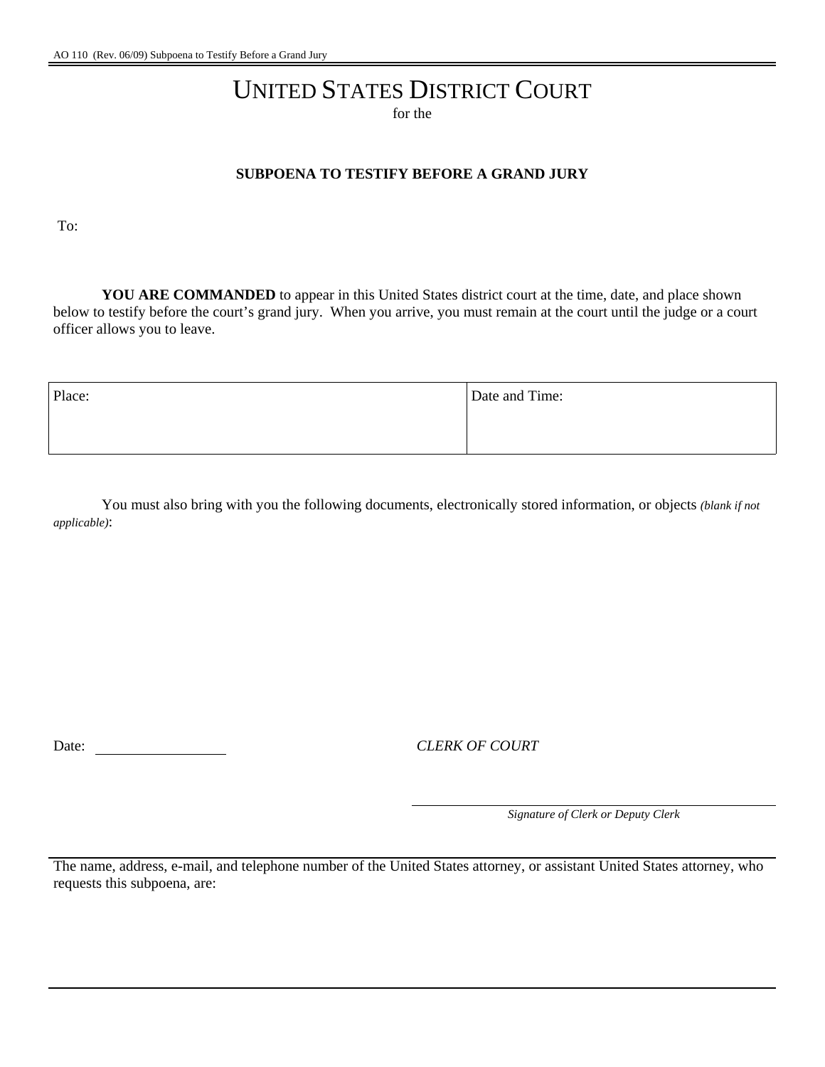AO 110 (Rev. 06/09) Subpoena to Testify Before a Grand Jury

# UNITED STATES DISTRICT COURT

for the

## SUBPOENA TO TESTIFY BEFORE A GRAND JURY

To:

**YOU ARE COMMANDED** to appear in this United States district court at the time, date, and place shown below to testify before the court's grand jury. When you arrive, you must remain at the court until the judge or a court officer allows you to leave.

| Place: | Date and Time: |
| --- | --- |
| | |

You must also bring with you the following documents, electronically stored information, or objects *(blank if not applicable)*:

Date: ___________________

*CLERK OF COURT*

___________________________________

*Signature of Clerk or Deputy Clerk*

The name, address, e-mail, and telephone number of the United States attorney, or assistant United States attorney, who requests this subpoena, are: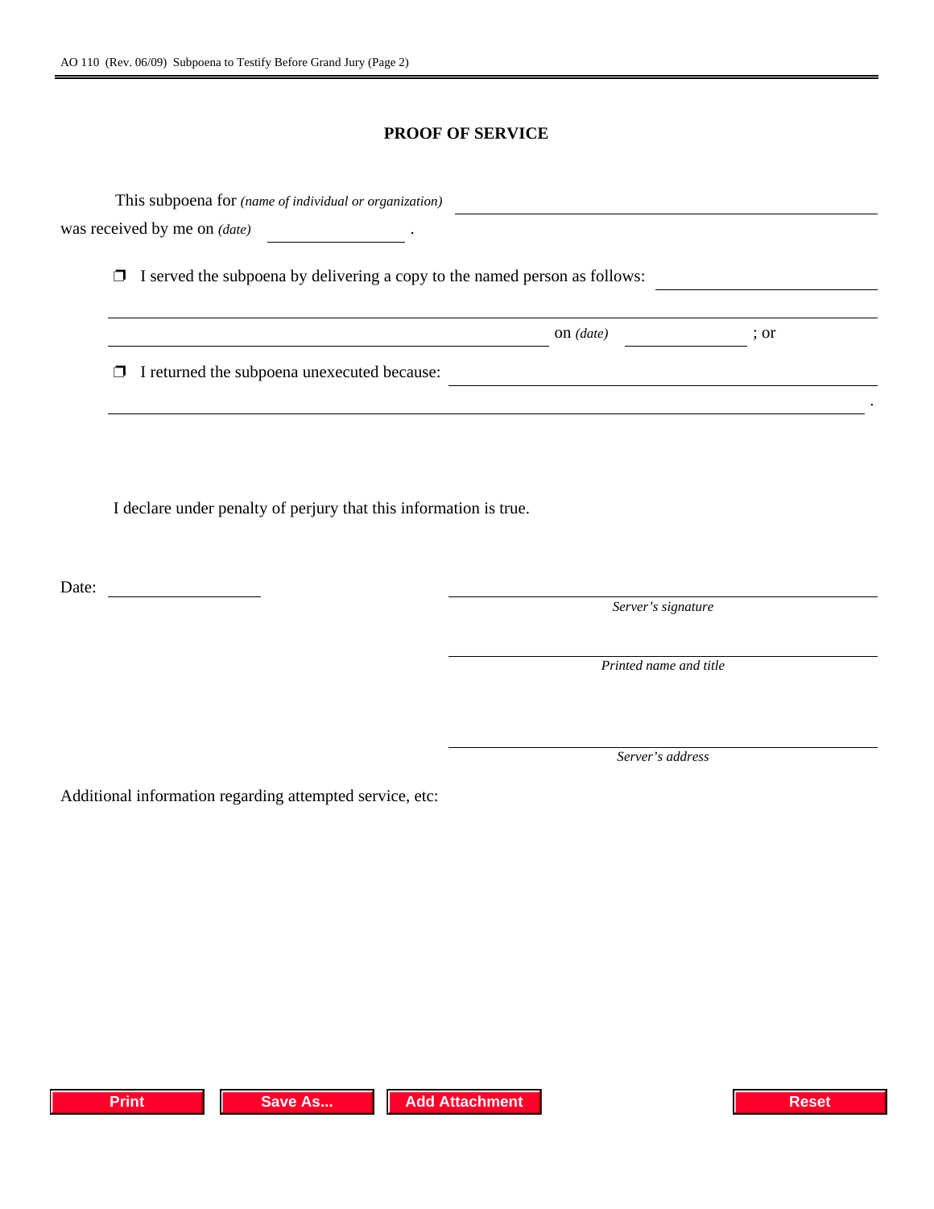## PROOF OF SERVICE

This subpoena for *(name of individual or organization)* ______________________________

was received by me on *(date)* ______________ .

❒ I served the subpoena by delivering a copy to the named person as follows: ______________________________

______________________________________________ on *(date)* ______________ ; or

❒ I returned the subpoena unexecuted because: ______________________________

______________________________________________ .

I declare under penalty of perjury that this information is true.

Date: ______________

______________________________
*Server's signature*

______________________________
*Printed name and title*

______________________________
*Server's address*

Additional information regarding attempted service, etc: